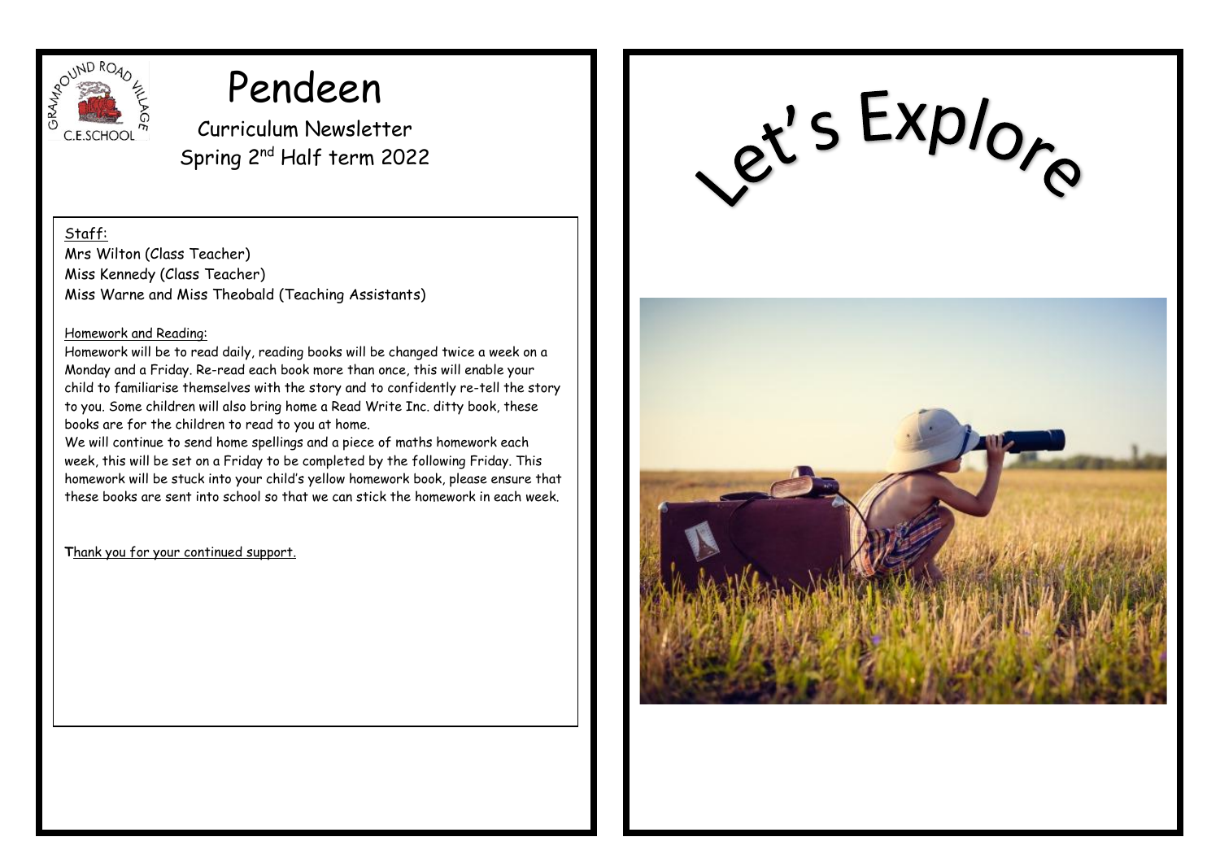# Pendeen

## Curriculum Newsletter

## Spring 2nd Half term 2022

Staff:

Mrs Wilton (Class Teacher)
Miss Kennedy (Class Teacher)
Miss Warne and Miss Theobald (Teaching Assistants)

Homework and Reading:

Homework will be to read daily, reading books will be changed twice a week on a Monday and a Friday. Re-read each book more than once, this will enable your child to familiarise themselves with the story and to confidently re-tell the story to you. Some children will also bring home a Read Write Inc. ditty book, these books are for the children to read to you at home.

We will continue to send home spellings and a piece of maths homework each week, this will be set on a Friday to be completed by the following Friday. This homework will be stuck into your child's yellow homework book, please ensure that these books are sent into school so that we can stick the homework in each week.

**T**hank you for your continued support.

# Let's Explore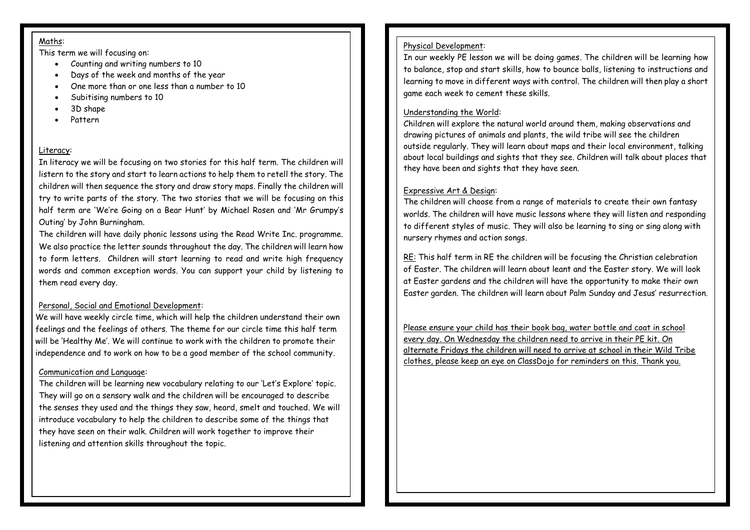Maths:

This term we will focusing on:

- Counting and writing numbers to 10
- Days of the week and months of the year
- One more than or one less than a number to 10
- Subitising numbers to 10
- 3D shape
- Pattern

Literacy:

In literacy we will be focusing on two stories for this half term. The children will listern to the story and start to learn actions to help them to retell the story. The children will then sequence the story and draw story maps. Finally the children will try to write parts of the story. The two stories that we will be focusing on this half term are 'We're Going on a Bear Hunt' by Michael Rosen and 'Mr Grumpy's Outing' by John Burningham.

The children will have daily phonic lessons using the Read Write Inc. programme. We also practice the letter sounds throughout the day. The children will learn how to form letters. Children will start learning to read and write high frequency words and common exception words. You can support your child by listening to them read every day.

Personal, Social and Emotional Development:

We will have weekly circle time, which will help the children understand their own feelings and the feelings of others. The theme for our circle time this half term will be 'Healthy Me'. We will continue to work with the children to promote their independence and to work on how to be a good member of the school community.

Communication and Language:

The children will be learning new vocabulary relating to our 'Let's Explore' topic. They will go on a sensory walk and the children will be encouraged to describe the senses they used and the things they saw, heard, smelt and touched. We will introduce vocabulary to help the children to describe some of the things that they have seen on their walk. Children will work together to improve their listening and attention skills throughout the topic.

Physical Development:

In our weekly PE lesson we will be doing games. The children will be learning how to balance, stop and start skills, how to bounce balls, listening to instructions and learning to move in different ways with control. The children will then play a short game each week to cement these skills.

Understanding the World:

Children will explore the natural world around them, making observations and drawing pictures of animals and plants, the wild tribe will see the children outside regularly. They will learn about maps and their local environment, talking about local buildings and sights that they see. Children will talk about places that they have been and sights that they have seen.

Expressive Art & Design:

The children will choose from a range of materials to create their own fantasy worlds. The children will have music lessons where they will listen and responding to different styles of music. They will also be learning to sing or sing along with nursery rhymes and action songs.

RE: This half term in RE the children will be focusing the Christian celebration of Easter. The children will learn about leant and the Easter story. We will look at Easter gardens and the children will have the opportunity to make their own Easter garden. The children will learn about Palm Sunday and Jesus' resurrection.

Please ensure your child has their book bag, water bottle and coat in school every day. On Wednesday the children need to arrive in their PE kit. On alternate Fridays the children will need to arrive at school in their Wild Tribe clothes, please keep an eye on ClassDojo for reminders on this. Thank you.